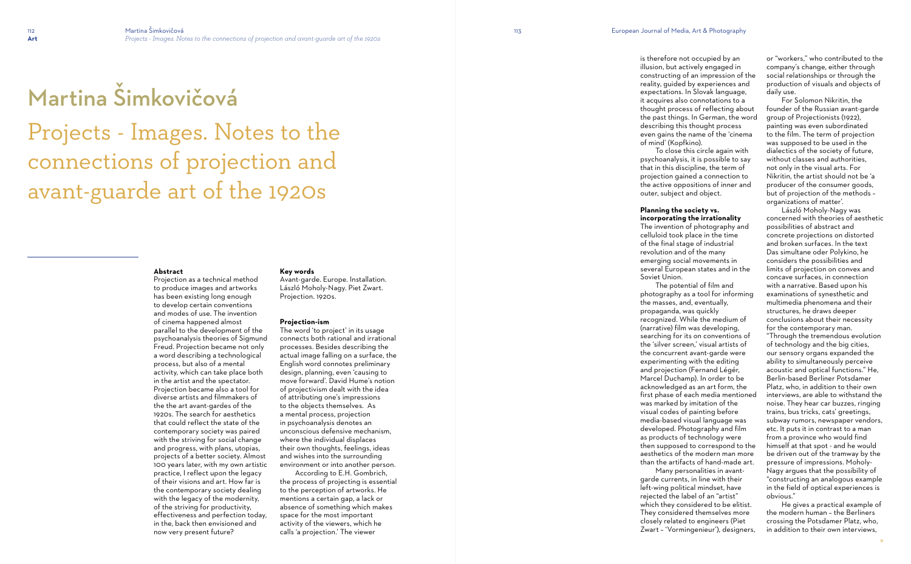# Martina Šimkovičová

# Projects - Images. Notes to the connections of projection and avant-guarde art of the 1920s

**Abstract**
Projection as a technical method to produce images and artworks has been existing long enough to develop certain conventions and modes of use. The invention of cinema happened almost parallel to the development of the psychoanalysis theories of Sigmund Freud. Projection became not only a word describing a technological process, but also of a mental activity, which can take place both in the artist and the spectator. Projection became also a tool for diverse artists and filmmakers of the the art avant-gardes of the 1920s. The search for aesthetics that could reflect the state of the contemporary society was paired with the striving for social change and progress, with plans, utopias, projects of a better society. Almost 100 years later, with my own artistic practice, I reflect upon the legacy of their visions and art. How far is the contemporary society dealing with the legacy of the modernity, of the striving for productivity, effectiveness and perfection today, in the, back then envisioned and now very present future?

**Key words**
Avant-garde. Europe. Installation. László Moholy-Nagy. Piet Zwart. Projection. 1920s.

**Projection-ism**
The word 'to project' in its usage connects both rational and irrational processes. Besides describing the actual image falling on a surface, the English word connotes preliminary design, planning, even 'causing to move forward'. David Hume's notion of projectivism dealt with the idea of attributing one's impressions to the objects themselves. As a mental process, projection in psychoanalysis denotes an unconscious defensive mechanism, where the individual displaces their own thoughts, feelings, ideas and wishes into the surrounding environment or into another person.

According to E.H. Gombrich, the process of projecting is essential to the perception of artworks. He mentions a certain gap, a lack or absence of something which makes space for the most important activity of the viewers, which he calls 'a projection.' The viewer is therefore not occupied by an illusion, but actively engaged in constructing of an impression of the reality, guided by experiences and expectations. In Slovak language, it acquires also connotations to a thought process of reflecting about the past things. In German, the word describing this thought process even gains the name of the 'cinema of mind' (Kopfkino).

To close this circle again with psychoanalysis, it is possible to say that in this discipline, the term of projection gained a connection to the active oppositions of inner and outer, subject and object.

**Planning the society vs. incorporating the irrationality**
The invention of photography and celluloid took place in the time of the final stage of industrial revolution and of the many emerging social movements in several European states and in the Soviet Union.

The potential of film and photography as a tool for informing the masses, and, eventually, propaganda, was quickly recognized. While the medium of (narrative) film was developing, searching for its on conventions of the 'silver screen,' visual artists of the concurrent avant-garde were experimenting with the editing and projection (Fernand Légér, Marcel Duchamp). In order to be acknowledged as an art form, the first phase of each media mentioned was marked by imitation of the visual codes of painting before media-based visual language was developed. Photography and film as products of technology were then supposed to correspond to the aesthetics of the modern man more than the artifacts of hand-made art.

Many personalities in avant-garde currents, in line with their left-wing political mindset, have rejected the label of an "artist" which they considered to be elitist. They considered themselves more closely related to engineers (Piet Zwart – 'Vormingenieur'), designers, or "workers," who contributed to the company's change, either through social relationships or through the production of visuals and objects of daily use.

For Solomon Nikritin, the founder of the Russian avant-garde group of Projectionists (1922), painting was even subordinated to the film. The term of projection was supposed to be used in the dialectics of the society of future, without classes and authorities, not only in the visual arts. For Nikritin, the artist should not be 'a producer of the consumer goods, but of projection of the methods – organizations of matter'.

László Moholy-Nagy was concerned with theories of aesthetic possibilities of abstract and concrete projections on distorted and broken surfaces. In the text Das simultane oder Polykino, he considers the possibilities and limits of projection on convex and concave surfaces, in connection with a narrative. Based upon his examinations of synesthetic and multimedia phenomena and their structures, he draws deeper conclusions about their necessity for the contemporary man. "Through the tremendous evolution of technology and the big cities, our sensory organs expanded the ability to simultaneously perceive acoustic and optical functions." He, Berlin-based Berliner Potsdamer Platz, who, in addition to their own interviews, are able to withstand the noise. They hear car buzzes, ringing trains, bus tricks, cats' greetings, subway rumors, newspaper vendors, etc. It puts it in contrast to a man from a province who would find himself at that spot - and he would be driven out of the tramway by the pressure of impressions. Moholy-Nagy argues that the possibility of "constructing an analogous example in the field of optical experiences is obvious."

He gives a practical example of the modern human – the Berliners crossing the Potsdamer Platz, who, in addition to their own interviews,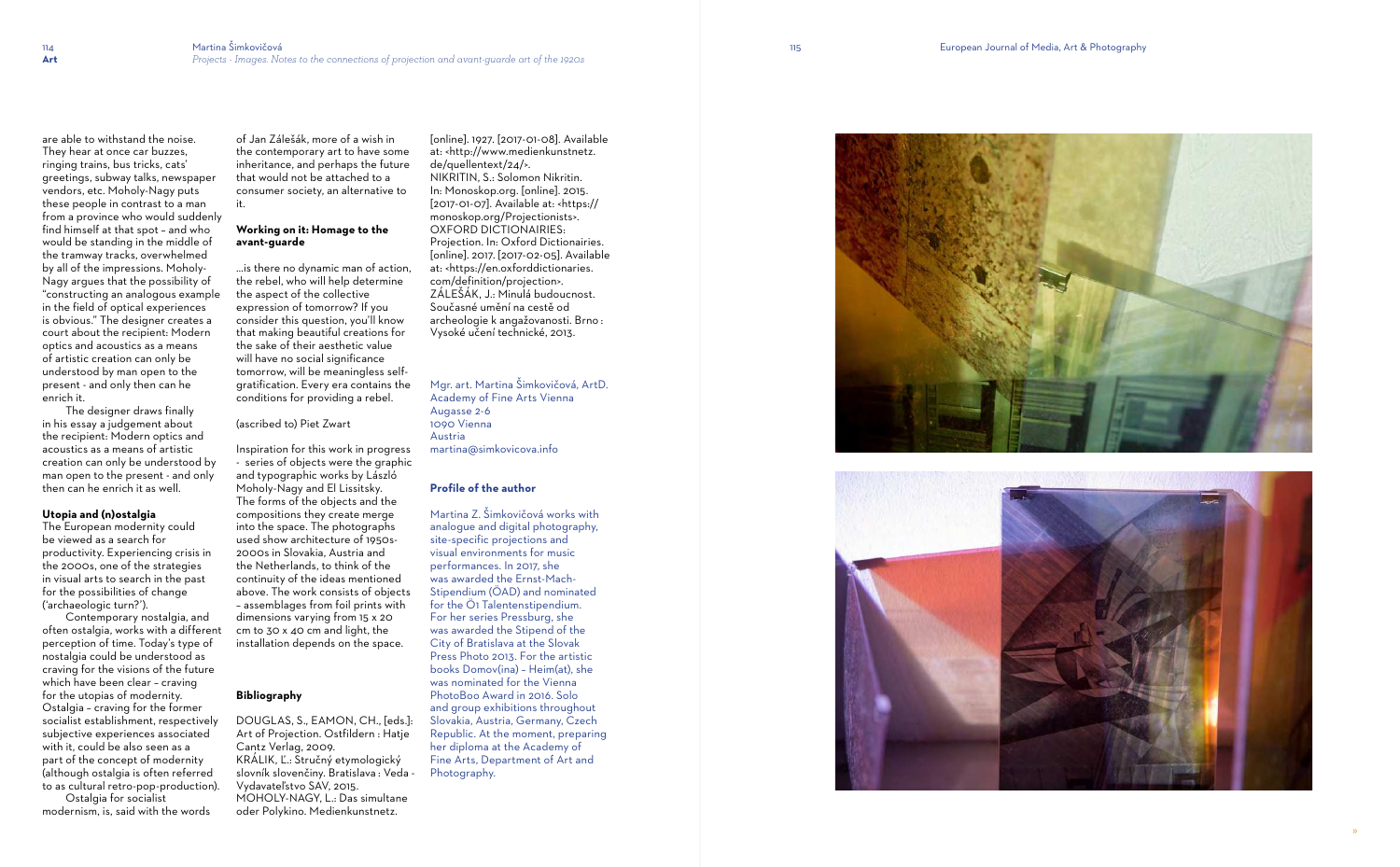are able to withstand the noise. They hear at once car buzzes, ringing trains, bus tricks, cats' greetings, subway talks, newspaper vendors, etc. Moholy-Nagy puts these people in contrast to a man from a province who would suddenly find himself at that spot – and who would be standing in the middle of the tramway tracks, overwhelmed by all of the impressions. Moholy-Nagy argues that the possibility of "constructing an analogous example in the field of optical experiences is obvious." The designer creates a court about the recipient: Modern optics and acoustics as a means of artistic creation can only be understood by man open to the present - and only then can he enrich it.

The designer draws finally in his essay a judgement about the recipient: Modern optics and acoustics as a means of artistic creation can only be understood by man open to the present - and only then can he enrich it as well.

**Utopia and (n)ostalgia**

The European modernity could be viewed as a search for productivity. Experiencing crisis in the 2000s, one of the strategies in visual arts to search in the past for the possibilities of change ('archaeologic turn?').

Contemporary nostalgia, and often ostalgia, works with a different perception of time. Today's type of nostalgia could be understood as craving for the visions of the future which have been clear – craving for the utopias of modernity. Ostalgia – craving for the former socialist establishment, respectively subjective experiences associated with it, could be also seen as a part of the concept of modernity (although ostalgia is often referred to as cultural retro-pop-production).

Ostalgia for socialist modernism, is, said with the words of Jan Zálešák, more of a wish in the contemporary art to have some inheritance, and perhaps the future that would not be attached to a consumer society, an alternative to it.

**Working on it: Homage to the avant-guarde**

…is there no dynamic man of action, the rebel, who will help determine the aspect of the collective expression of tomorrow? If you consider this question, you'll know that making beautiful creations for the sake of their aesthetic value will have no social significance tomorrow, will be meaningless self-gratification. Every era contains the conditions for providing a rebel.

(ascribed to) Piet Zwart

Inspiration for this work in progress - series of objects were the graphic and typographic works by László Moholy-Nagy and El Lissitsky. The forms of the objects and the compositions they create merge into the space. The photographs used show architecture of 1950s-2000s in Slovakia, Austria and the Netherlands, to think of the continuity of the ideas mentioned above. The work consists of objects – assemblages from foil prints with dimensions varying from 15 x 20 cm to 30 x 40 cm and light, the installation depends on the space.

**Bibliography**

DOUGLAS, S., EAMON, CH., [eds.]: Art of Projection. Ostfildern : Hatje Cantz Verlag, 2009.
KRÁLIK, Ľ.: Stručný etymologický slovník slovenčiny. Bratislava : Veda - Vydavateľstvo SAV, 2015.
MOHOLY-NAGY, L.: Das simultane oder Polykino. Medienkunstnetz. [online]. 1927. [2017-01-08]. Available at: <http://www.medienkunstnetz.de/quellentext/24/>.
NIKRITIN, S.: Solomon Nikritin. In: Monoskop.org. [online]. 2015. [2017-01-07]. Available at: <https://monoskop.org/Projectionists>.
OXFORD DICTIONAIRIES: Projection. In: Oxford Dictionairies. [online]. 2017. [2017-02-05]. Available at: <https://en.oxforddictionaries.com/definition/projection>.
ZÁLEŠÁK, J.: Minulá budoucnost. Současné umění na cestě od archeologie k angažovanosti. Brno : Vysoké učení technické, 2013.

Mgr. art. Martina Šimkovičová, ArtD.
Academy of Fine Arts Vienna
Augasse 2-6
1090 Vienna
Austria
martina@simkovicova.info

**Profile of the author**

Martina Z. Šimkovičová works with analogue and digital photography, site-specific projections and visual environments for music performances. In 2017, she was awarded the Ernst-Mach-Stipendium (ÖAD) and nominated for the Ö1 Talentenstipendium. For her series Pressburg, she was awarded the Stipend of the City of Bratislava at the Slovak Press Photo 2013. For the artistic books Domov(ina) – Heim(at), she was nominated for the Vienna PhotoBoo Award in 2016. Solo and group exhibitions throughout Slovakia, Austria, Germany, Czech Republic. At the moment, preparing her diploma at the Academy of Fine Arts, Department of Art and Photography.